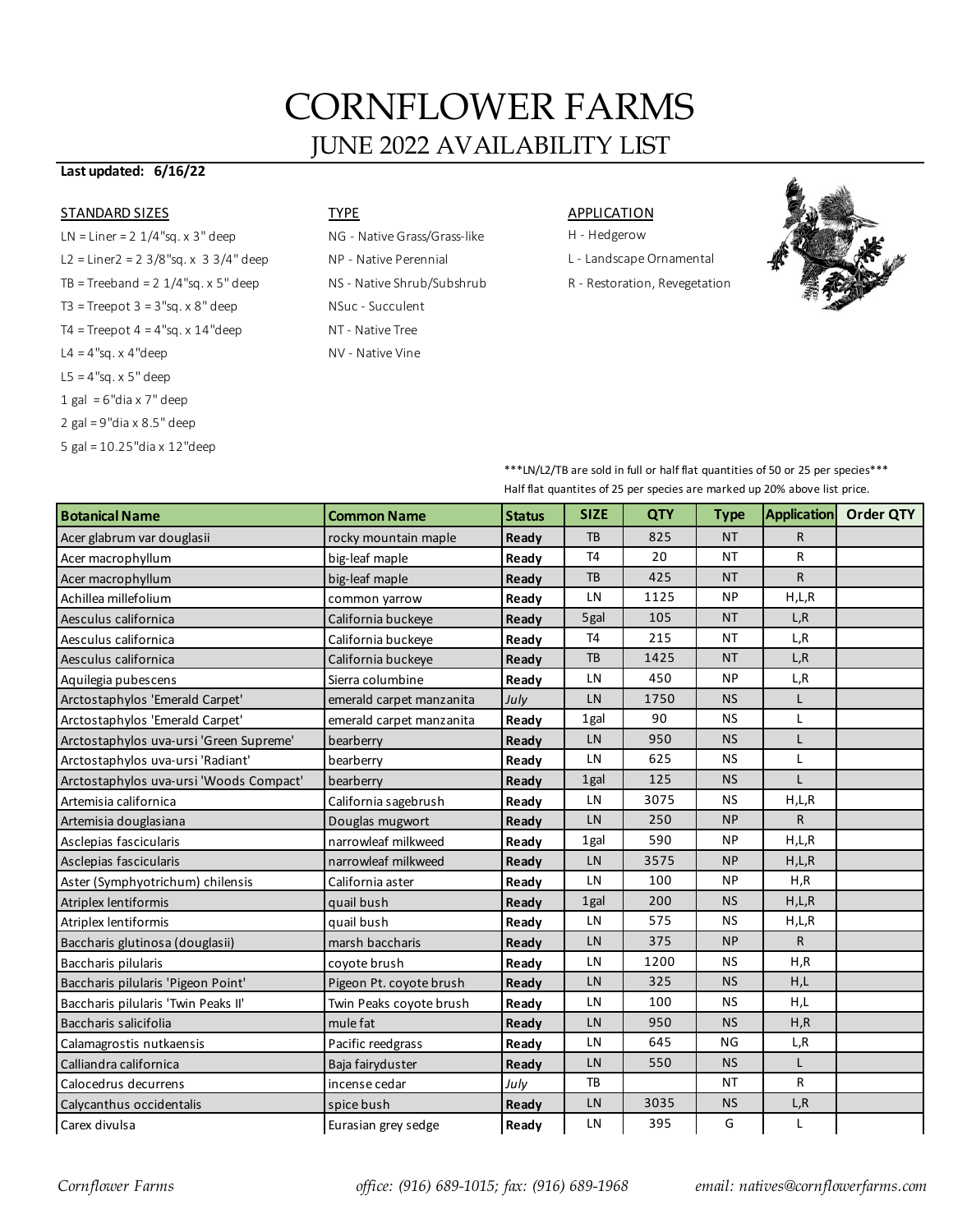# CORNFLOWER FARMS

## JUNE 2022 AVAILABILITY LIST

**Last updated: 6/16/22**

STANDARD SIZES

- LN = Liner = 2 1/4"sq. x 3" deep
- L2 = Liner2 = 2 3/8"sq. x 3 3/4" deep
- TB = Treeband = 2 1/4"sq. x 5" deep
- T3 = Treepot 3 = 3"sq. x 8" deep
- T4 = Treepot 4 = 4"sq. x 14"deep
- L4 = 4"sq. x 4"deep
- L5 = 4"sq. x 5" deep
- 1 gal = 6"dia x 7" deep
- 2 gal = 9"dia x 8.5" deep
- 5 gal = 10.25"dia x 12"deep

TYPE

- NG - Native Grass/Grass-like
- NP - Native Perennial
- NS - Native Shrub/Subshrub
- NSuc - Succulent
- NT - Native Tree
- NV - Native Vine

APPLICATION

- H - Hedgerow
- L - Landscape Ornamental
- R - Restoration, Revegetation

***LN/L2/TB are sold in full or half flat quantities of 50 or 25 per species***
Half flat quantites of 25 per species are marked up 20% above list price.

| Botanical Name | Common Name | Status | SIZE | QTY | Type | Application | Order QTY |
|---|---|---|---|---|---|---|---|
| Acer glabrum var douglasii | rocky mountain maple | **Ready** | TB | 825 | NT | R | |
| Acer macrophyllum | big-leaf maple | **Ready** | T4 | 20 | NT | R | |
| Acer macrophyllum | big-leaf maple | **Ready** | TB | 425 | NT | R | |
| Achillea millefolium | common yarrow | **Ready** | LN | 1125 | NP | H,L,R | |
| Aesculus californica | California buckeye | **Ready** | 5gal | 105 | NT | L,R | |
| Aesculus californica | California buckeye | **Ready** | T4 | 215 | NT | L,R | |
| Aesculus californica | California buckeye | **Ready** | TB | 1425 | NT | L,R | |
| Aquilegia pubescens | Sierra columbine | **Ready** | LN | 450 | NP | L,R | |
| Arctostaphylos 'Emerald Carpet' | emerald carpet manzanita | *July* | LN | 1750 | NS | L | |
| Arctostaphylos 'Emerald Carpet' | emerald carpet manzanita | **Ready** | 1gal | 90 | NS | L | |
| Arctostaphylos uva-ursi 'Green Supreme' | bearberry | **Ready** | LN | 950 | NS | L | |
| Arctostaphylos uva-ursi 'Radiant' | bearberry | **Ready** | LN | 625 | NS | L | |
| Arctostaphylos uva-ursi 'Woods Compact' | bearberry | **Ready** | 1gal | 125 | NS | L | |
| Artemisia californica | California sagebrush | **Ready** | LN | 3075 | NS | H,L,R | |
| Artemisia douglasiana | Douglas mugwort | **Ready** | LN | 250 | NP | R | |
| Asclepias fascicularis | narrowleaf milkweed | **Ready** | 1gal | 590 | NP | H,L,R | |
| Asclepias fascicularis | narrowleaf milkweed | **Ready** | LN | 3575 | NP | H,L,R | |
| Aster (Symphyotrichum) chilensis | California aster | **Ready** | LN | 100 | NP | H,R | |
| Atriplex lentiformis | quail bush | **Ready** | 1gal | 200 | NS | H,L,R | |
| Atriplex lentiformis | quail bush | **Ready** | LN | 575 | NS | H,L,R | |
| Baccharis glutinosa (douglasii) | marsh baccharis | **Ready** | LN | 375 | NP | R | |
| Baccharis pilularis | coyote brush | **Ready** | LN | 1200 | NS | H,R | |
| Baccharis pilularis 'Pigeon Point' | Pigeon Pt. coyote brush | **Ready** | LN | 325 | NS | H,L | |
| Baccharis pilularis 'Twin Peaks II' | Twin Peaks coyote brush | **Ready** | LN | 100 | NS | H,L | |
| Baccharis salicifolia | mule fat | **Ready** | LN | 950 | NS | H,R | |
| Calamagrostis nutkaensis | Pacific reedgrass | **Ready** | LN | 645 | NG | L,R | |
| Calliandra californica | Baja fairyduster | **Ready** | LN | 550 | NS | L | |
| Calocedrus decurrens | incense cedar | *July* | TB | | NT | R | |
| Calycanthus occidentalis | spice bush | **Ready** | LN | 3035 | NS | L,R | |
| Carex divulsa | Eurasian grey sedge | **Ready** | LN | 395 | G | L | |

*Cornflower Farms* *office: (916) 689-1015; fax: (916) 689-1968* *email: natives@cornflowerfarms.com*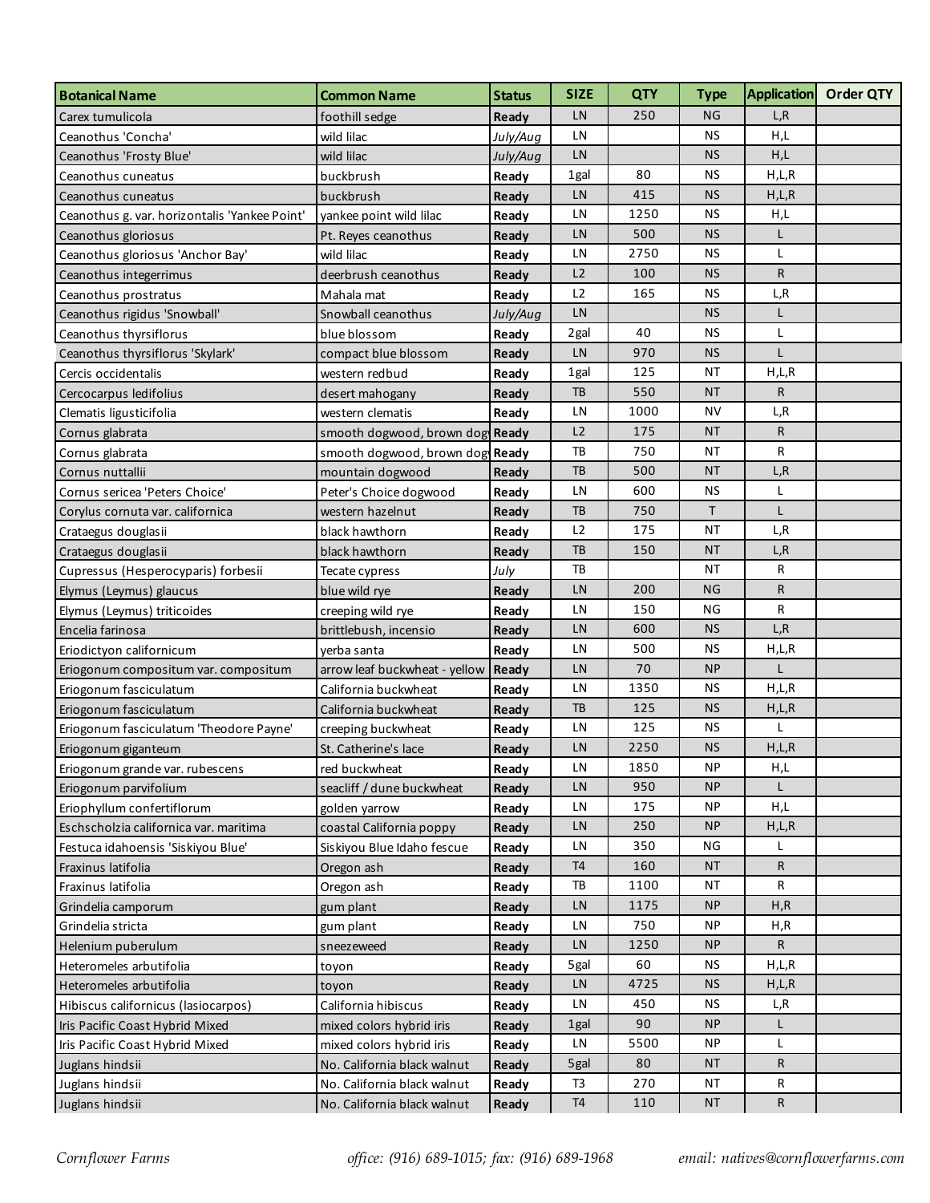| Botanical Name | Common Name | Status | SIZE | QTY | Type | Application | Order QTY |
|---|---|---|---|---|---|---|---|
| Carex tumulicola | foothill sedge | **Ready** | LN | 250 | NG | L,R | |
| Ceanothus 'Concha' | wild lilac | *July/Aug* | LN | | NS | H,L | |
| Ceanothus 'Frosty Blue' | wild lilac | *July/Aug* | LN | | NS | H,L | |
| Ceanothus cuneatus | buckbrush | **Ready** | 1gal | 80 | NS | H,L,R | |
| Ceanothus cuneatus | buckbrush | **Ready** | LN | 415 | NS | H,L,R | |
| Ceanothus g. var. horizontalis 'Yankee Point' | yankee point wild lilac | **Ready** | LN | 1250 | NS | H,L | |
| Ceanothus gloriosus | Pt. Reyes ceanothus | **Ready** | LN | 500 | NS | L | |
| Ceanothus gloriosus 'Anchor Bay' | wild lilac | **Ready** | LN | 2750 | NS | L | |
| Ceanothus integerrimus | deerbrush ceanothus | **Ready** | L2 | 100 | NS | R | |
| Ceanothus prostratus | Mahala mat | **Ready** | L2 | 165 | NS | L,R | |
| Ceanothus rigidus 'Snowball' | Snowball ceanothus | *July/Aug* | LN | | NS | L | |
| Ceanothus thyrsiflorus | blue blossom | **Ready** | 2gal | 40 | NS | L | |
| Ceanothus thyrsiflorus 'Skylark' | compact blue blossom | **Ready** | LN | 970 | NS | L | |
| Cercis occidentalis | western redbud | **Ready** | 1gal | 125 | NT | H,L,R | |
| Cercocarpus ledifolius | desert mahogany | **Ready** | TB | 550 | NT | R | |
| Clematis ligusticifolia | western clematis | **Ready** | LN | 1000 | NV | L,R | |
| Cornus glabrata | smooth dogwood, brown dog | **Ready** | L2 | 175 | NT | R | |
| Cornus glabrata | smooth dogwood, brown dog | **Ready** | TB | 750 | NT | R | |
| Cornus nuttallii | mountain dogwood | **Ready** | TB | 500 | NT | L,R | |
| Cornus sericea 'Peters Choice' | Peter's Choice dogwood | **Ready** | LN | 600 | NS | L | |
| Corylus cornuta var. californica | western hazelnut | **Ready** | TB | 750 | T | L | |
| Crataegus douglasii | black hawthorn | **Ready** | L2 | 175 | NT | L,R | |
| Crataegus douglasii | black hawthorn | **Ready** | TB | 150 | NT | L,R | |
| Cupressus (Hesperocyparis) forbesii | Tecate cypress | *July* | TB | | NT | R | |
| Elymus (Leymus) glaucus | blue wild rye | **Ready** | LN | 200 | NG | R | |
| Elymus (Leymus) triticoides | creeping wild rye | **Ready** | LN | 150 | NG | R | |
| Encelia farinosa | brittlebush, incensio | **Ready** | LN | 600 | NS | L,R | |
| Eriodictyon californicum | yerba santa | **Ready** | LN | 500 | NS | H,L,R | |
| Eriogonum compositum var. compositum | arrow leaf buckwheat - yellow | **Ready** | LN | 70 | NP | L | |
| Eriogonum fasciculatum | California buckwheat | **Ready** | LN | 1350 | NS | H,L,R | |
| Eriogonum fasciculatum | California buckwheat | **Ready** | TB | 125 | NS | H,L,R | |
| Eriogonum fasciculatum 'Theodore Payne' | creeping buckwheat | **Ready** | LN | 125 | NS | L | |
| Eriogonum giganteum | St. Catherine's lace | **Ready** | LN | 2250 | NS | H,L,R | |
| Eriogonum grande var. rubescens | red buckwheat | **Ready** | LN | 1850 | NP | H,L | |
| Eriogonum parvifolium | seacliff / dune buckwheat | **Ready** | LN | 950 | NP | L | |
| Eriophyllum confertiflorum | golden yarrow | **Ready** | LN | 175 | NP | H,L | |
| Eschscholzia californica var. maritima | coastal California poppy | **Ready** | LN | 250 | NP | H,L,R | |
| Festuca idahoensis 'Siskiyou Blue' | Siskiyou Blue Idaho fescue | **Ready** | LN | 350 | NG | L | |
| Fraxinus latifolia | Oregon ash | **Ready** | T4 | 160 | NT | R | |
| Fraxinus latifolia | Oregon ash | **Ready** | TB | 1100 | NT | R | |
| Grindelia camporum | gum plant | **Ready** | LN | 1175 | NP | H,R | |
| Grindelia stricta | gum plant | **Ready** | LN | 750 | NP | H,R | |
| Helenium puberulum | sneezeweed | **Ready** | LN | 1250 | NP | R | |
| Heteromeles arbutifolia | toyon | **Ready** | 5gal | 60 | NS | H,L,R | |
| Heteromeles arbutifolia | toyon | **Ready** | LN | 4725 | NS | H,L,R | |
| Hibiscus californicus (lasiocarpos) | California hibiscus | **Ready** | LN | 450 | NS | L,R | |
| Iris Pacific Coast Hybrid Mixed | mixed colors hybrid iris | **Ready** | 1gal | 90 | NP | L | |
| Iris Pacific Coast Hybrid Mixed | mixed colors hybrid iris | **Ready** | LN | 5500 | NP | L | |
| Juglans hindsii | No. California black walnut | **Ready** | 5gal | 80 | NT | R | |
| Juglans hindsii | No. California black walnut | **Ready** | T3 | 270 | NT | R | |
| Juglans hindsii | No. California black walnut | **Ready** | T4 | 110 | NT | R | |

*Cornflower Farms* *office: (916) 689-1015; fax: (916) 689-1968* *email: natives@cornflowerfarms.com*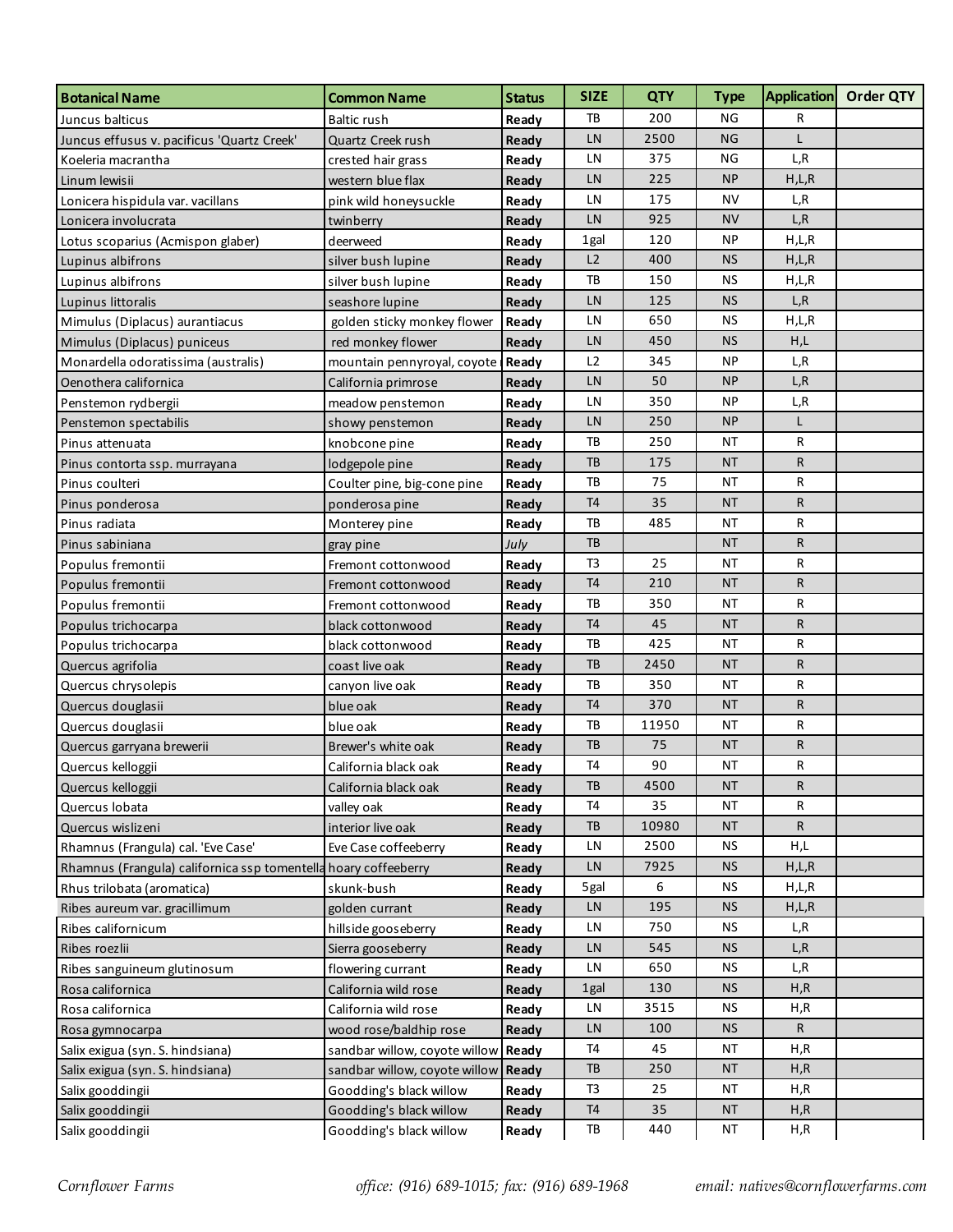| Botanical Name | Common Name | Status | SIZE | QTY | Type | Application | Order QTY |
|---|---|---|---|---|---|---|---|
| Juncus balticus | Baltic rush | **Ready** | TB | 200 | NG | R | |
| Juncus effusus v. pacificus 'Quartz Creek' | Quartz Creek rush | **Ready** | LN | 2500 | NG | L | |
| Koeleria macrantha | crested hair grass | **Ready** | LN | 375 | NG | L,R | |
| Linum lewisii | western blue flax | **Ready** | LN | 225 | NP | H,L,R | |
| Lonicera hispidula var. vacillans | pink wild honeysuckle | **Ready** | LN | 175 | NV | L,R | |
| Lonicera involucrata | twinberry | **Ready** | LN | 925 | NV | L,R | |
| Lotus scoparius (Acmispon glaber) | deerweed | **Ready** | 1gal | 120 | NP | H,L,R | |
| Lupinus albifrons | silver bush lupine | **Ready** | L2 | 400 | NS | H,L,R | |
| Lupinus albifrons | silver bush lupine | **Ready** | TB | 150 | NS | H,L,R | |
| Lupinus littoralis | seashore lupine | **Ready** | LN | 125 | NS | L,R | |
| Mimulus (Diplacus) aurantiacus | golden sticky monkey flower | **Ready** | LN | 650 | NS | H,L,R | |
| Mimulus (Diplacus) puniceus | red monkey flower | **Ready** | LN | 450 | NS | H,L | |
| Monardella odoratissima (australis) | mountain pennyroyal, coyote | **Ready** | L2 | 345 | NP | L,R | |
| Oenothera californica | California primrose | **Ready** | LN | 50 | NP | L,R | |
| Penstemon rydbergii | meadow penstemon | **Ready** | LN | 350 | NP | L,R | |
| Penstemon spectabilis | showy penstemon | **Ready** | LN | 250 | NP | L | |
| Pinus attenuata | knobcone pine | **Ready** | TB | 250 | NT | R | |
| Pinus contorta ssp. murrayana | lodgepole pine | **Ready** | TB | 175 | NT | R | |
| Pinus coulteri | Coulter pine, big-cone pine | **Ready** | TB | 75 | NT | R | |
| Pinus ponderosa | ponderosa pine | **Ready** | T4 | 35 | NT | R | |
| Pinus radiata | Monterey pine | **Ready** | TB | 485 | NT | R | |
| Pinus sabiniana | gray pine | *July* | TB | | NT | R | |
| Populus fremontii | Fremont cottonwood | **Ready** | T3 | 25 | NT | R | |
| Populus fremontii | Fremont cottonwood | **Ready** | T4 | 210 | NT | R | |
| Populus fremontii | Fremont cottonwood | **Ready** | TB | 350 | NT | R | |
| Populus trichocarpa | black cottonwood | **Ready** | T4 | 45 | NT | R | |
| Populus trichocarpa | black cottonwood | **Ready** | TB | 425 | NT | R | |
| Quercus agrifolia | coast live oak | **Ready** | TB | 2450 | NT | R | |
| Quercus chrysolepis | canyon live oak | **Ready** | TB | 350 | NT | R | |
| Quercus douglasii | blue oak | **Ready** | T4 | 370 | NT | R | |
| Quercus douglasii | blue oak | **Ready** | TB | 11950 | NT | R | |
| Quercus garryana brewerii | Brewer's white oak | **Ready** | TB | 75 | NT | R | |
| Quercus kelloggii | California black oak | **Ready** | T4 | 90 | NT | R | |
| Quercus kelloggii | California black oak | **Ready** | TB | 4500 | NT | R | |
| Quercus lobata | valley oak | **Ready** | T4 | 35 | NT | R | |
| Quercus wislizeni | interior live oak | **Ready** | TB | 10980 | NT | R | |
| Rhamnus (Frangula) cal. 'Eve Case' | Eve Case coffeeberry | **Ready** | LN | 2500 | NS | H,L | |
| Rhamnus (Frangula) californica ssp tomentella | hoary coffeeberry | **Ready** | LN | 7925 | NS | H,L,R | |
| Rhus trilobata (aromatica) | skunk-bush | **Ready** | 5gal | 6 | NS | H,L,R | |
| Ribes aureum var. gracillimum | golden currant | **Ready** | LN | 195 | NS | H,L,R | |
| Ribes californicum | hillside gooseberry | **Ready** | LN | 750 | NS | L,R | |
| Ribes roezlii | Sierra gooseberry | **Ready** | LN | 545 | NS | L,R | |
| Ribes sanguineum glutinosum | flowering currant | **Ready** | LN | 650 | NS | L,R | |
| Rosa californica | California wild rose | **Ready** | 1gal | 130 | NS | H,R | |
| Rosa californica | California wild rose | **Ready** | LN | 3515 | NS | H,R | |
| Rosa gymnocarpa | wood rose/baldhip rose | **Ready** | LN | 100 | NS | R | |
| Salix exigua (syn. S. hindsiana) | sandbar willow, coyote willow | **Ready** | T4 | 45 | NT | H,R | |
| Salix exigua (syn. S. hindsiana) | sandbar willow, coyote willow | **Ready** | TB | 250 | NT | H,R | |
| Salix gooddingii | Goodding's black willow | **Ready** | T3 | 25 | NT | H,R | |
| Salix gooddingii | Goodding's black willow | **Ready** | T4 | 35 | NT | H,R | |
| Salix gooddingii | Goodding's black willow | **Ready** | TB | 440 | NT | H,R | |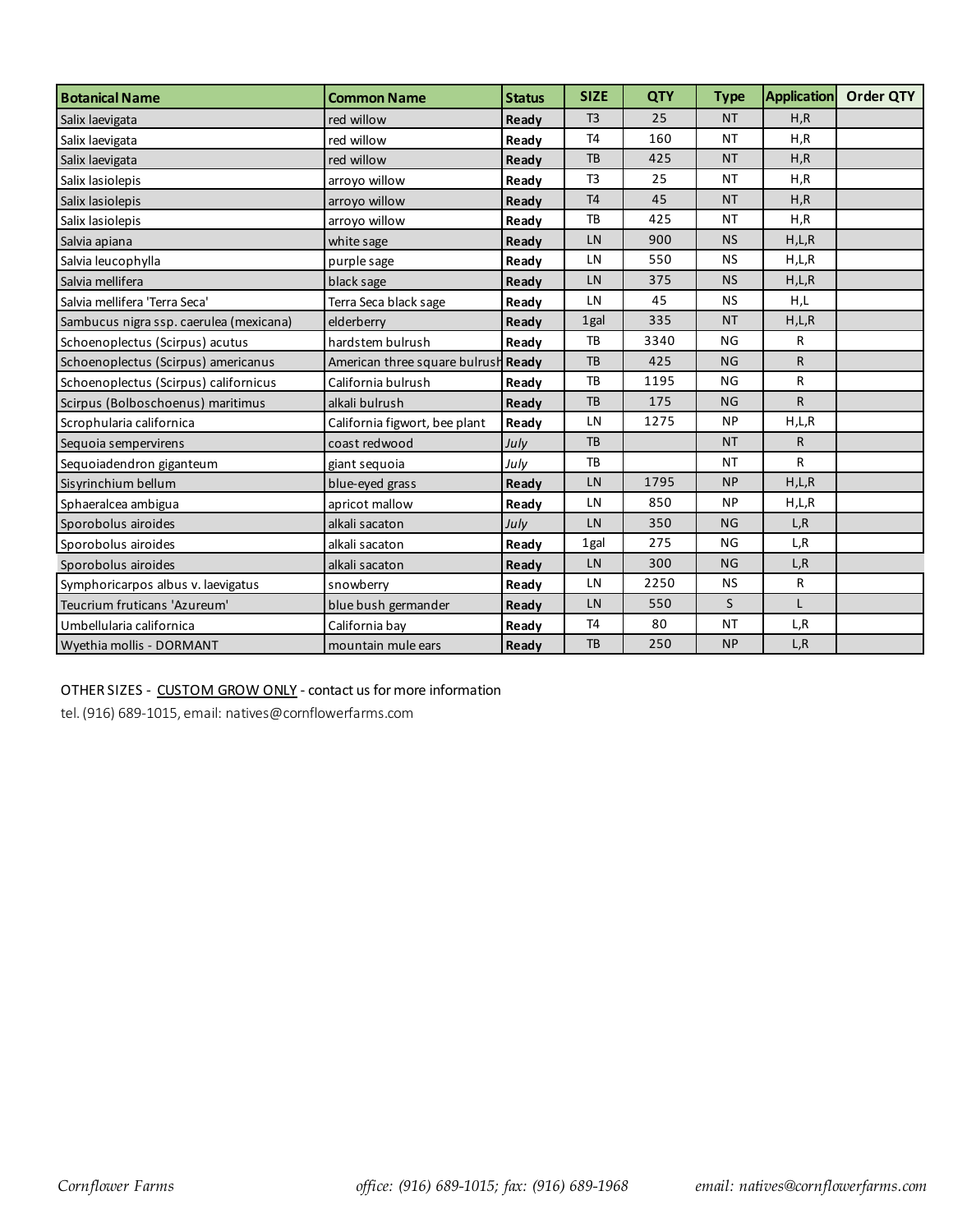| Botanical Name | Common Name | Status | SIZE | QTY | Type | Application | Order QTY |
|---|---|---|---|---|---|---|---|
| Salix laevigata | red willow | **Ready** | T3 | 25 | NT | H,R | |
| Salix laevigata | red willow | **Ready** | T4 | 160 | NT | H,R | |
| Salix laevigata | red willow | **Ready** | TB | 425 | NT | H,R | |
| Salix lasiolepis | arroyo willow | **Ready** | T3 | 25 | NT | H,R | |
| Salix lasiolepis | arroyo willow | **Ready** | T4 | 45 | NT | H,R | |
| Salix lasiolepis | arroyo willow | **Ready** | TB | 425 | NT | H,R | |
| Salvia apiana | white sage | **Ready** | LN | 900 | NS | H,L,R | |
| Salvia leucophylla | purple sage | **Ready** | LN | 550 | NS | H,L,R | |
| Salvia mellifera | black sage | **Ready** | LN | 375 | NS | H,L,R | |
| Salvia mellifera 'Terra Seca' | Terra Seca black sage | **Ready** | LN | 45 | NS | H,L | |
| Sambucus nigra ssp. caerulea (mexicana) | elderberry | **Ready** | 1gal | 335 | NT | H,L,R | |
| Schoenoplectus (Scirpus) acutus | hardstem bulrush | **Ready** | TB | 3340 | NG | R | |
| Schoenoplectus (Scirpus) americanus | American three square bulrush | **Ready** | TB | 425 | NG | R | |
| Schoenoplectus (Scirpus) californicus | California bulrush | **Ready** | TB | 1195 | NG | R | |
| Scirpus (Bolboschoenus) maritimus | alkali bulrush | **Ready** | TB | 175 | NG | R | |
| Scrophularia californica | California figwort, bee plant | **Ready** | LN | 1275 | NP | H,L,R | |
| Sequoia sempervirens | coast redwood | *July* | TB | | NT | R | |
| Sequoiadendron giganteum | giant sequoia | *July* | TB | | NT | R | |
| Sisyrinchium bellum | blue-eyed grass | **Ready** | LN | 1795 | NP | H,L,R | |
| Sphaeralcea ambigua | apricot mallow | **Ready** | LN | 850 | NP | H,L,R | |
| Sporobolus airoides | alkali sacaton | *July* | LN | 350 | NG | L,R | |
| Sporobolus airoides | alkali sacaton | **Ready** | 1gal | 275 | NG | L,R | |
| Sporobolus airoides | alkali sacaton | **Ready** | LN | 300 | NG | L,R | |
| Symphoricarpos albus v. laevigatus | snowberry | **Ready** | LN | 2250 | NS | R | |
| Teucrium fruticans 'Azureum' | blue bush germander | **Ready** | LN | 550 | S | L | |
| Umbellularia californica | California bay | **Ready** | T4 | 80 | NT | L,R | |
| Wyethia mollis - DORMANT | mountain mule ears | **Ready** | TB | 250 | NP | L,R | |

OTHER SIZES - CUSTOM GROW ONLY - contact us for more information

tel. (916) 689-1015, email: natives@cornflowerfarms.com